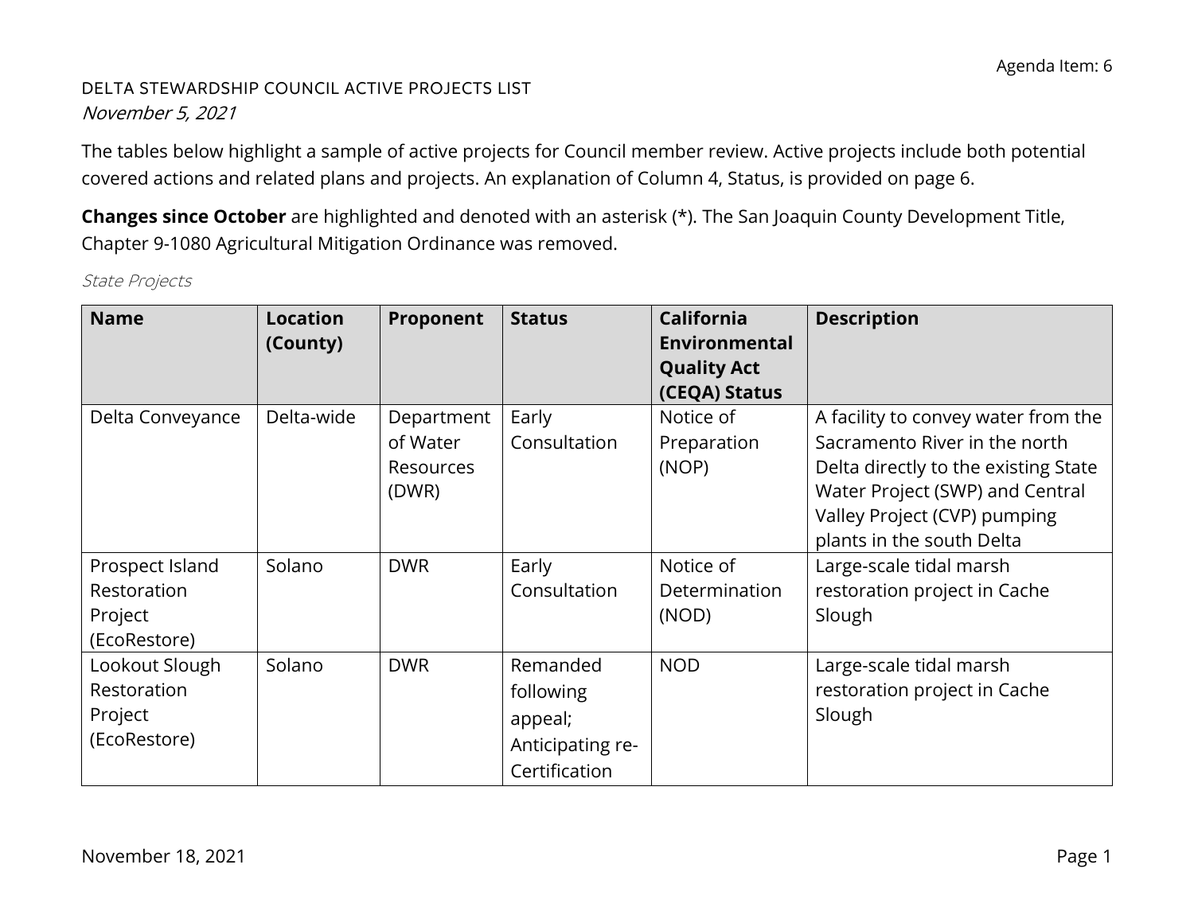Agenda Item: 6

DELTA STEWARDSHIP COUNCIL ACTIVE PROJECTS LIST

*November 5, 2021*

The tables below highlight a sample of active projects for Council member review. Active projects include both potential covered actions and related plans and projects. An explanation of Column 4, Status, is provided on page 6.

**Changes since October** are highlighted and denoted with an asterisk (*). The San Joaquin County Development Title, Chapter 9-1080 Agricultural Mitigation Ordinance was removed.

*State Projects*

| Name | Location (County) | Proponent | Status | California Environmental Quality Act (CEQA) Status | Description |
|---|---|---|---|---|---|
| Delta Conveyance | Delta-wide | Department of Water Resources (DWR) | Early Consultation | Notice of Preparation (NOP) | A facility to convey water from the Sacramento River in the north Delta directly to the existing State Water Project (SWP) and Central Valley Project (CVP) pumping plants in the south Delta |
| Prospect Island Restoration Project (EcoRestore) | Solano | DWR | Early Consultation | Notice of Determination (NOD) | Large-scale tidal marsh restoration project in Cache Slough |
| Lookout Slough Restoration Project (EcoRestore) | Solano | DWR | Remanded following appeal; Anticipating re-Certification | NOD | Large-scale tidal marsh restoration project in Cache Slough |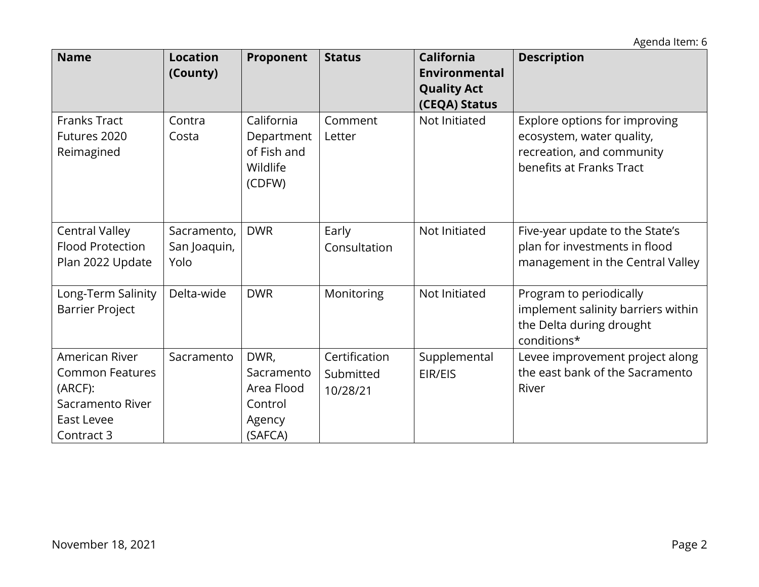| Name | Location (County) | Proponent | Status | California Environmental Quality Act (CEQA) Status | Description |
|---|---|---|---|---|---|
| Franks Tract Futures 2020 Reimagined | Contra Costa | California Department of Fish and Wildlife (CDFW) | Comment Letter | Not Initiated | Explore options for improving ecosystem, water quality, recreation, and community benefits at Franks Tract |
| Central Valley Flood Protection Plan 2022 Update | Sacramento, San Joaquin, Yolo | DWR | Early Consultation | Not Initiated | Five-year update to the State's plan for investments in flood management in the Central Valley |
| Long-Term Salinity Barrier Project | Delta-wide | DWR | Monitoring | Not Initiated | Program to periodically implement salinity barriers within the Delta during drought conditions* |
| American River Common Features (ARCF): Sacramento River East Levee Contract 3 | Sacramento | DWR, Sacramento Area Flood Control Agency (SAFCA) | Certification Submitted 10/28/21 | Supplemental EIR/EIS | Levee improvement project along the east bank of the Sacramento River |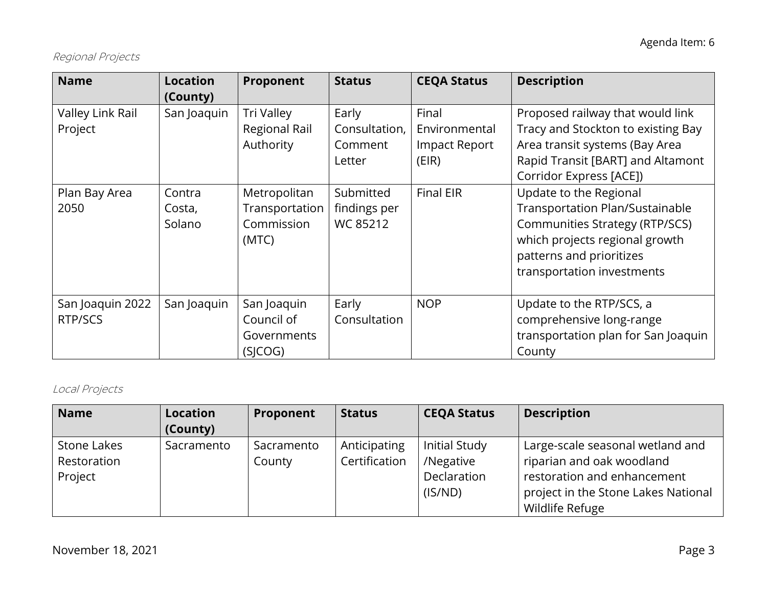*Regional Projects*

| Name | Location (County) | Proponent | Status | CEQA Status | Description |
|---|---|---|---|---|---|
| Valley Link Rail Project | San Joaquin | Tri Valley Regional Rail Authority | Early Consultation, Comment Letter | Final Environmental Impact Report (EIR) | Proposed railway that would link Tracy and Stockton to existing Bay Area transit systems (Bay Area Rapid Transit [BART] and Altamont Corridor Express [ACE]) |
| Plan Bay Area 2050 | Contra Costa, Solano | Metropolitan Transportation Commission (MTC) | Submitted findings per WC 85212 | Final EIR | Update to the Regional Transportation Plan/Sustainable Communities Strategy (RTP/SCS) which projects regional growth patterns and prioritizes transportation investments |
| San Joaquin 2022 RTP/SCS | San Joaquin | San Joaquin Council of Governments (SJCOG) | Early Consultation | NOP | Update to the RTP/SCS, a comprehensive long-range transportation plan for San Joaquin County |

*Local Projects*

| Name | Location (County) | Proponent | Status | CEQA Status | Description |
|---|---|---|---|---|---|
| Stone Lakes Restoration Project | Sacramento | Sacramento County | Anticipating Certification | Initial Study /Negative Declaration (IS/ND) | Large-scale seasonal wetland and riparian and oak woodland restoration and enhancement project in the Stone Lakes National Wildlife Refuge |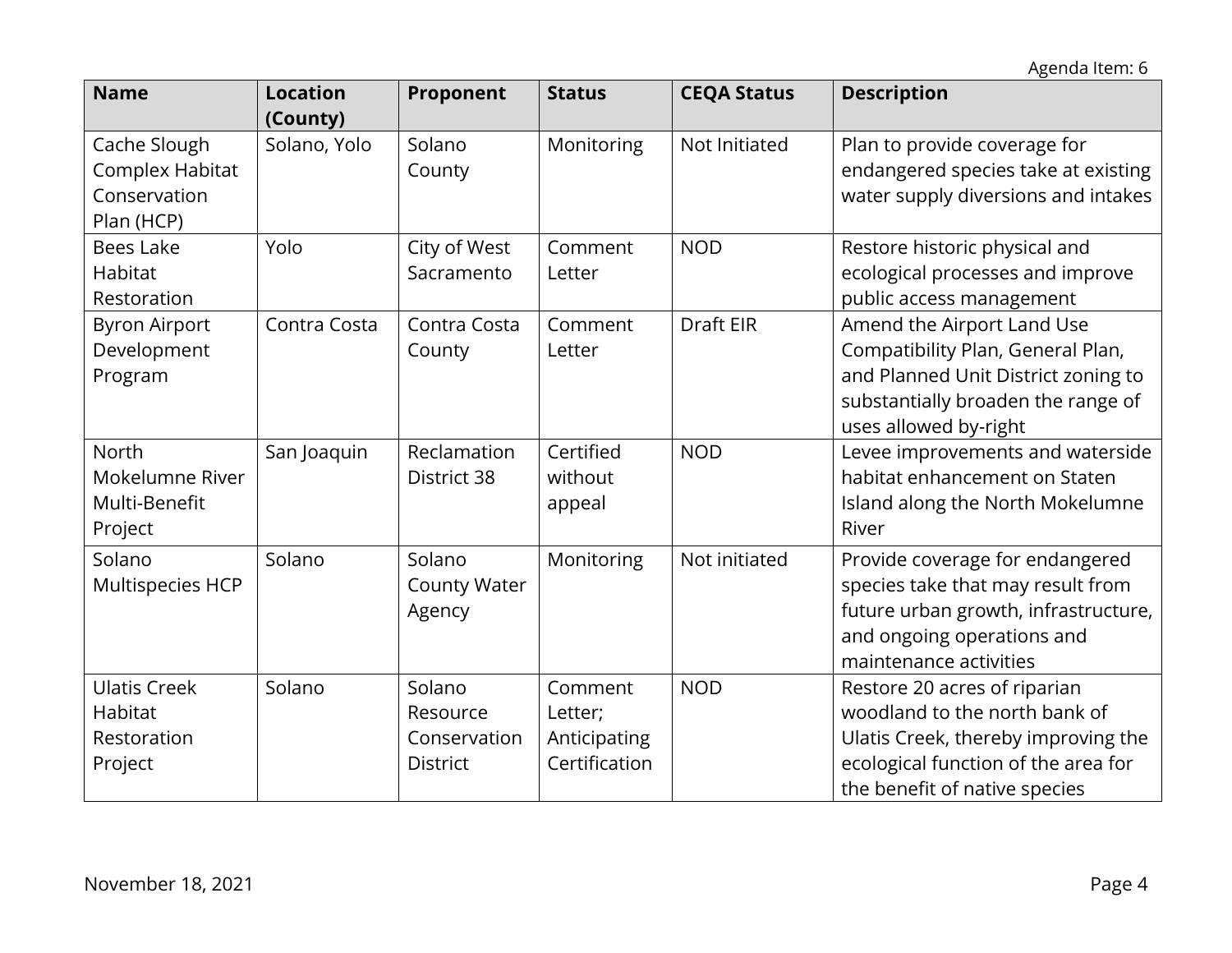| Name | Location (County) | Proponent | Status | CEQA Status | Description |
|---|---|---|---|---|---|
| Cache Slough Complex Habitat Conservation Plan (HCP) | Solano, Yolo | Solano County | Monitoring | Not Initiated | Plan to provide coverage for endangered species take at existing water supply diversions and intakes |
| Bees Lake Habitat Restoration | Yolo | City of West Sacramento | Comment Letter | NOD | Restore historic physical and ecological processes and improve public access management |
| Byron Airport Development Program | Contra Costa | Contra Costa County | Comment Letter | Draft EIR | Amend the Airport Land Use Compatibility Plan, General Plan, and Planned Unit District zoning to substantially broaden the range of uses allowed by-right |
| North Mokelumne River Multi-Benefit Project | San Joaquin | Reclamation District 38 | Certified without appeal | NOD | Levee improvements and waterside habitat enhancement on Staten Island along the North Mokelumne River |
| Solano Multispecies HCP | Solano | Solano County Water Agency | Monitoring | Not initiated | Provide coverage for endangered species take that may result from future urban growth, infrastructure, and ongoing operations and maintenance activities |
| Ulatis Creek Habitat Restoration Project | Solano | Solano Resource Conservation District | Comment Letter; Anticipating Certification | NOD | Restore 20 acres of riparian woodland to the north bank of Ulatis Creek, thereby improving the ecological function of the area for the benefit of native species |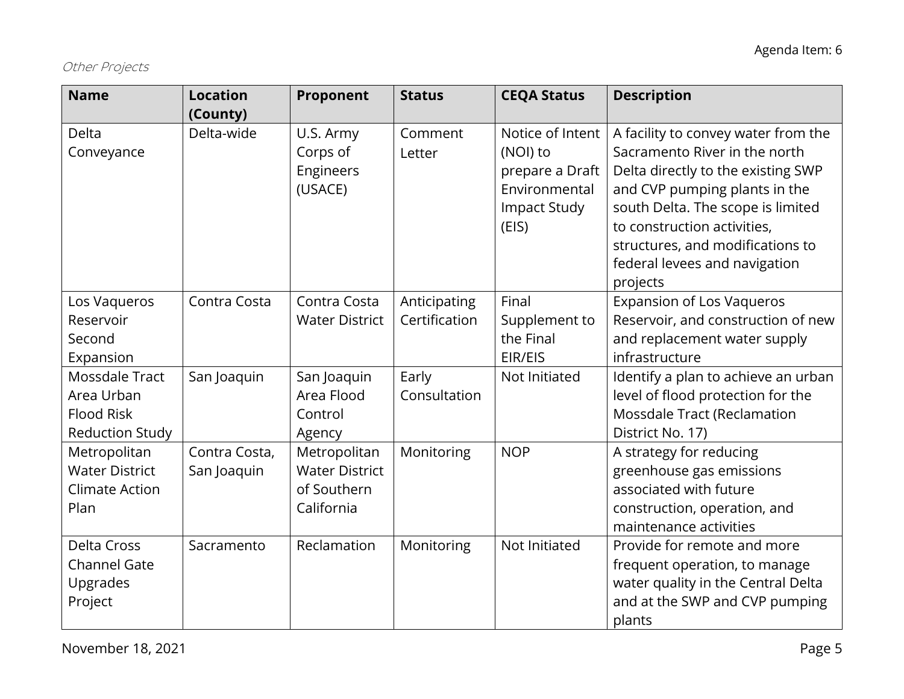*Other Projects*

| Name | Location (County) | Proponent | Status | CEQA Status | Description |
|---|---|---|---|---|---|
| Delta Conveyance | Delta-wide | U.S. Army Corps of Engineers (USACE) | Comment Letter | Notice of Intent (NOI) to prepare a Draft Environmental Impact Study (EIS) | A facility to convey water from the Sacramento River in the north Delta directly to the existing SWP and CVP pumping plants in the south Delta. The scope is limited to construction activities, structures, and modifications to federal levees and navigation projects |
| Los Vaqueros Reservoir Second Expansion | Contra Costa | Contra Costa Water District | Anticipating Certification | Final Supplement to the Final EIR/EIS | Expansion of Los Vaqueros Reservoir, and construction of new and replacement water supply infrastructure |
| Mossdale Tract Area Urban Flood Risk Reduction Study | San Joaquin | San Joaquin Area Flood Control Agency | Early Consultation | Not Initiated | Identify a plan to achieve an urban level of flood protection for the Mossdale Tract (Reclamation District No. 17) |
| Metropolitan Water District Climate Action Plan | Contra Costa, San Joaquin | Metropolitan Water District of Southern California | Monitoring | NOP | A strategy for reducing greenhouse gas emissions associated with future construction, operation, and maintenance activities |
| Delta Cross Channel Gate Upgrades Project | Sacramento | Reclamation | Monitoring | Not Initiated | Provide for remote and more frequent operation, to manage water quality in the Central Delta and at the SWP and CVP pumping plants |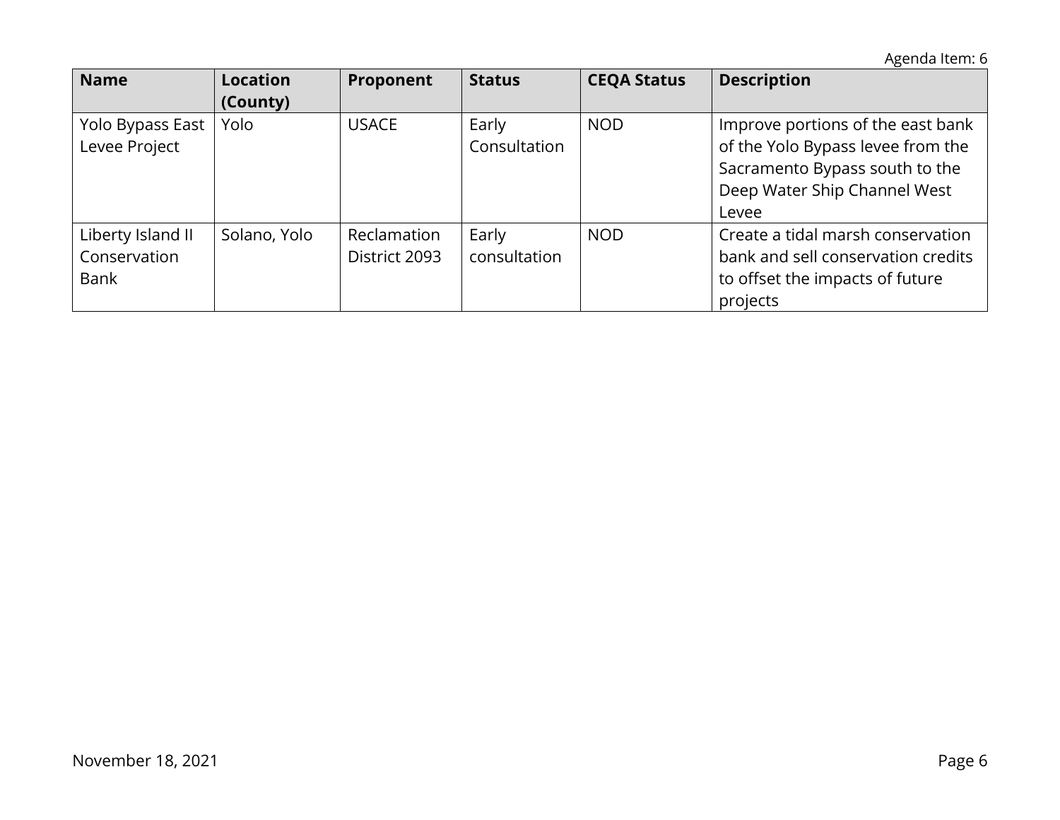| Name | Location (County) | Proponent | Status | CEQA Status | Description |
| --- | --- | --- | --- | --- | --- |
| Yolo Bypass East Levee Project | Yolo | USACE | Early Consultation | NOD | Improve portions of the east bank of the Yolo Bypass levee from the Sacramento Bypass south to the Deep Water Ship Channel West Levee |
| Liberty Island II Conservation Bank | Solano, Yolo | Reclamation District 2093 | Early consultation | NOD | Create a tidal marsh conservation bank and sell conservation credits to offset the impacts of future projects |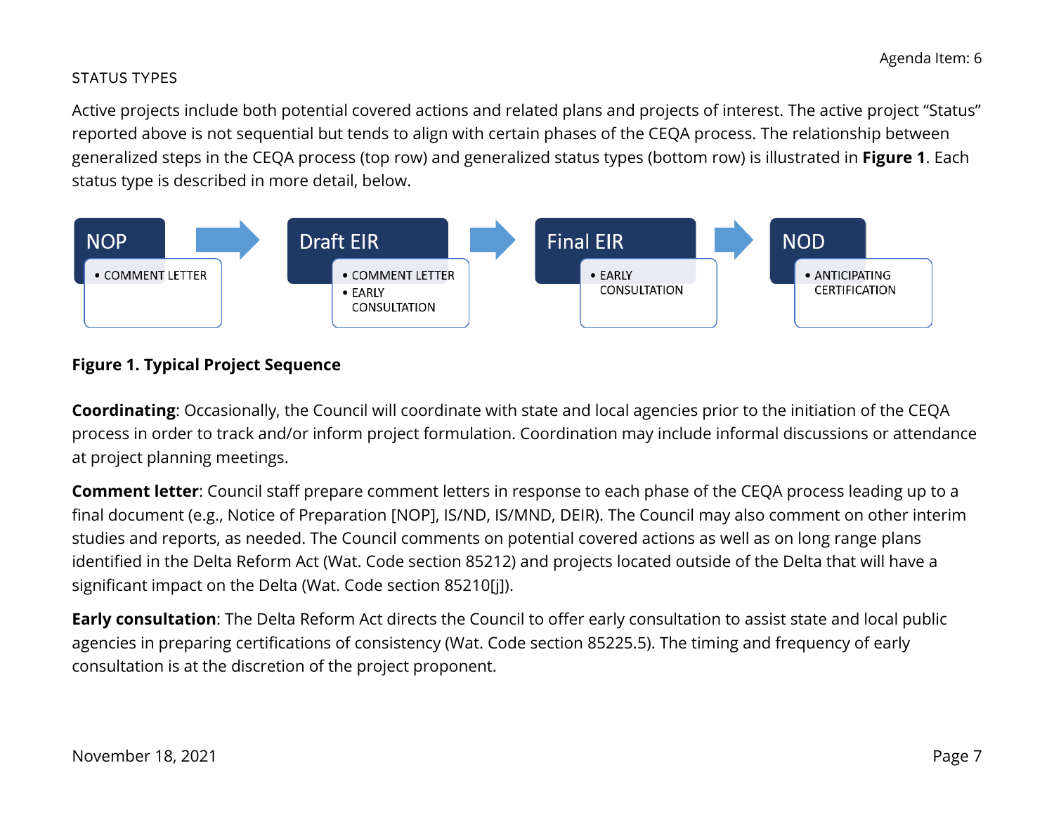## STATUS TYPES

Active projects include both potential covered actions and related plans and projects of interest. The active project "Status" reported above is not sequential but tends to align with certain phases of the CEQA process. The relationship between generalized steps in the CEQA process (top row) and generalized status types (bottom row) is illustrated in **Figure 1**. Each status type is described in more detail, below.

| NOP | Draft EIR | Final EIR | NOD |
| --- | --- | --- | --- |
| • COMMENT LETTER | • COMMENT LETTER<br>• EARLY CONSULTATION | • EARLY CONSULTATION | • ANTICIPATING CERTIFICATION |

**Figure 1. Typical Project Sequence**

**Coordinating**: Occasionally, the Council will coordinate with state and local agencies prior to the initiation of the CEQA process in order to track and/or inform project formulation. Coordination may include informal discussions or attendance at project planning meetings.

**Comment letter**: Council staff prepare comment letters in response to each phase of the CEQA process leading up to a final document (e.g., Notice of Preparation [NOP], IS/ND, IS/MND, DEIR). The Council may also comment on other interim studies and reports, as needed. The Council comments on potential covered actions as well as on long range plans identified in the Delta Reform Act (Wat. Code section 85212) and projects located outside of the Delta that will have a significant impact on the Delta (Wat. Code section 85210[j]).

**Early consultation**: The Delta Reform Act directs the Council to offer early consultation to assist state and local public agencies in preparing certifications of consistency (Wat. Code section 85225.5). The timing and frequency of early consultation is at the discretion of the project proponent.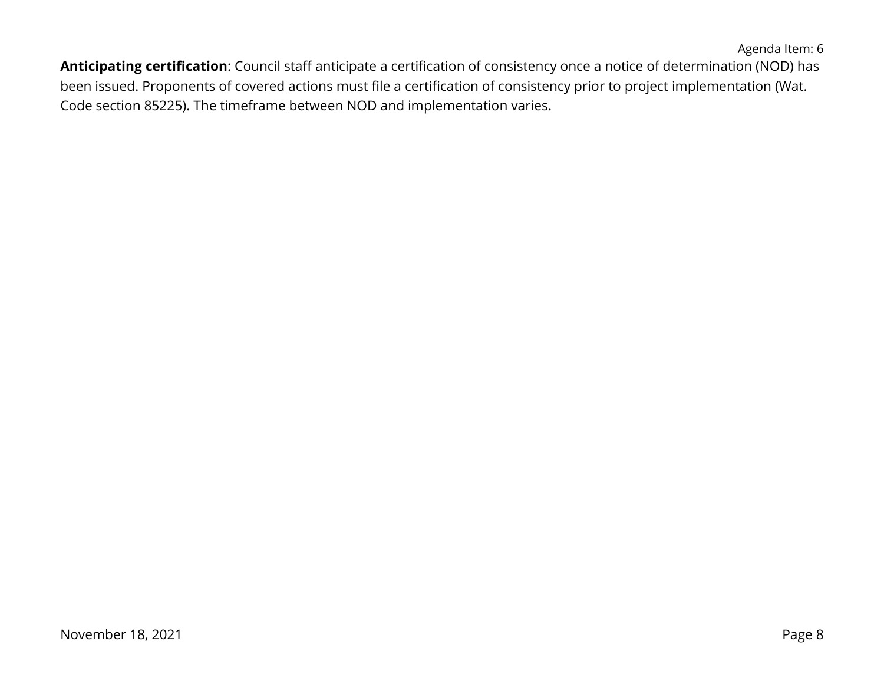**Anticipating certification**: Council staff anticipate a certification of consistency once a notice of determination (NOD) has been issued. Proponents of covered actions must file a certification of consistency prior to project implementation (Wat. Code section 85225). The timeframe between NOD and implementation varies.